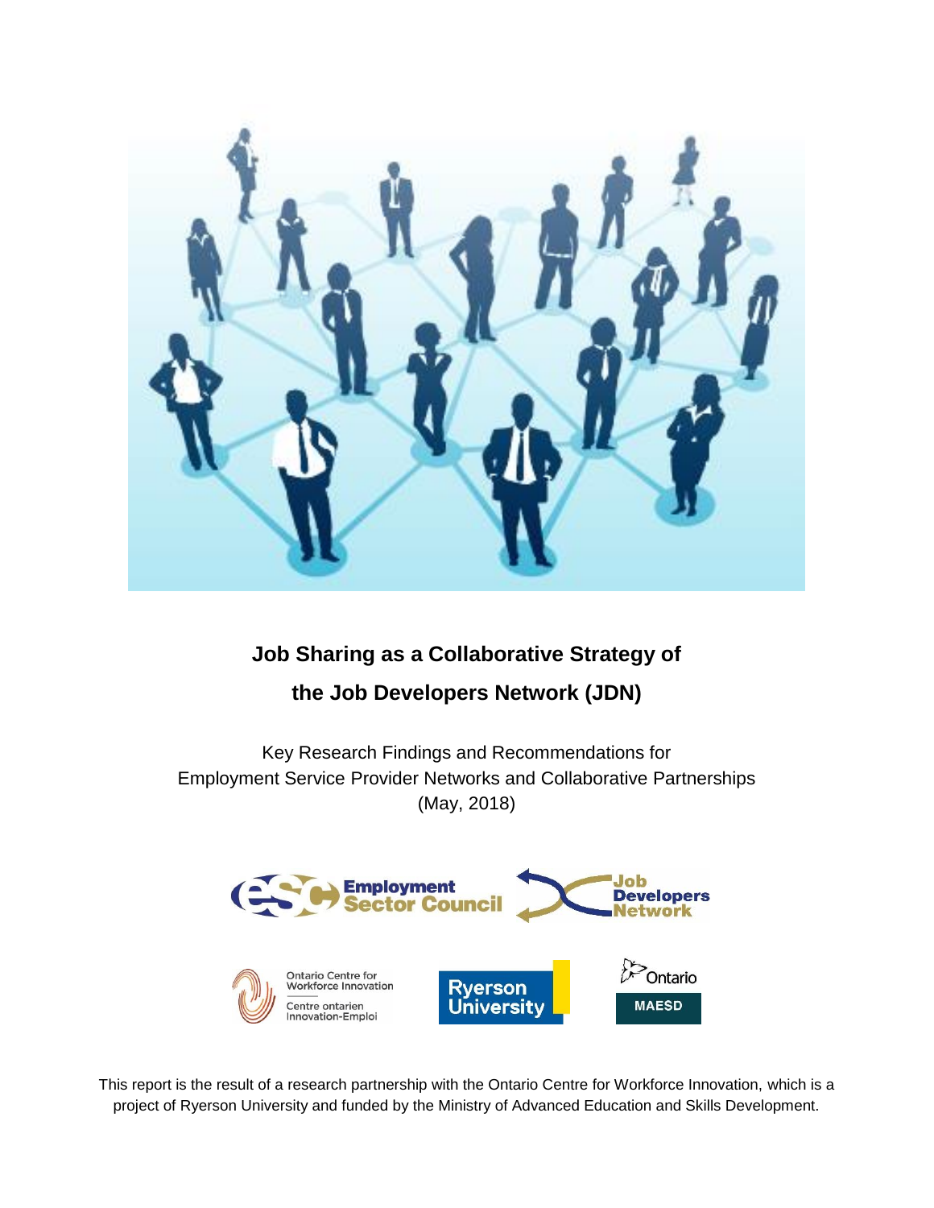# Job Sharing as a Collaborative Strategy of the Job Developers Network (JDN)

Key Research Findings and Recommendations for
Employment Service Provider Networks and Collaborative Partnerships
(May, 2018)

This report is the result of a research partnership with the Ontario Centre for Workforce Innovation, which is a project of Ryerson University and funded by the Ministry of Advanced Education and Skills Development.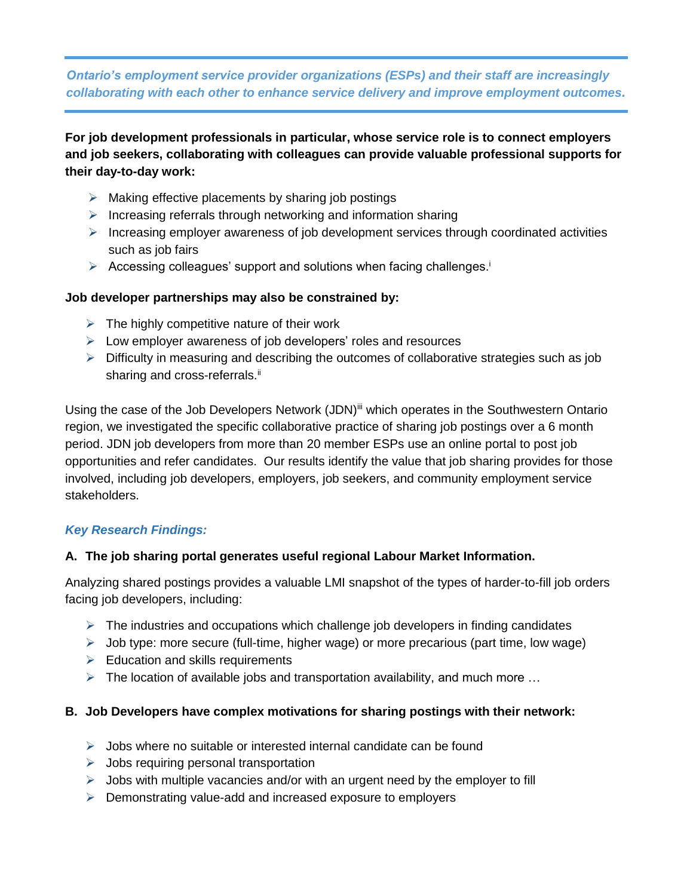*Ontario's employment service provider organizations (ESPs) and their staff are increasingly collaborating with each other to enhance service delivery and improve employment outcomes.*

**For job development professionals in particular, whose service role is to connect employers and job seekers, collaborating with colleagues can provide valuable professional supports for their day-to-day work:**

- Making effective placements by sharing job postings
- Increasing referrals through networking and information sharing
- Increasing employer awareness of job development services through coordinated activities such as job fairs
- Accessing colleagues' support and solutions when facing challenges.[i]

**Job developer partnerships may also be constrained by:**

- The highly competitive nature of their work
- Low employer awareness of job developers' roles and resources
- Difficulty in measuring and describing the outcomes of collaborative strategies such as job sharing and cross-referrals.[ii]

Using the case of the Job Developers Network (JDN)[iii] which operates in the Southwestern Ontario region, we investigated the specific collaborative practice of sharing job postings over a 6 month period. JDN job developers from more than 20 member ESPs use an online portal to post job opportunities and refer candidates. Our results identify the value that job sharing provides for those involved, including job developers, employers, job seekers, and community employment service stakeholders.

## *Key Research Findings:*

### A. The job sharing portal generates useful regional Labour Market Information.

Analyzing shared postings provides a valuable LMI snapshot of the types of harder-to-fill job orders facing job developers, including:

- The industries and occupations which challenge job developers in finding candidates
- Job type: more secure (full-time, higher wage) or more precarious (part time, low wage)
- Education and skills requirements
- The location of available jobs and transportation availability, and much more …

### B. Job Developers have complex motivations for sharing postings with their network:

- Jobs where no suitable or interested internal candidate can be found
- Jobs requiring personal transportation
- Jobs with multiple vacancies and/or with an urgent need by the employer to fill
- Demonstrating value-add and increased exposure to employers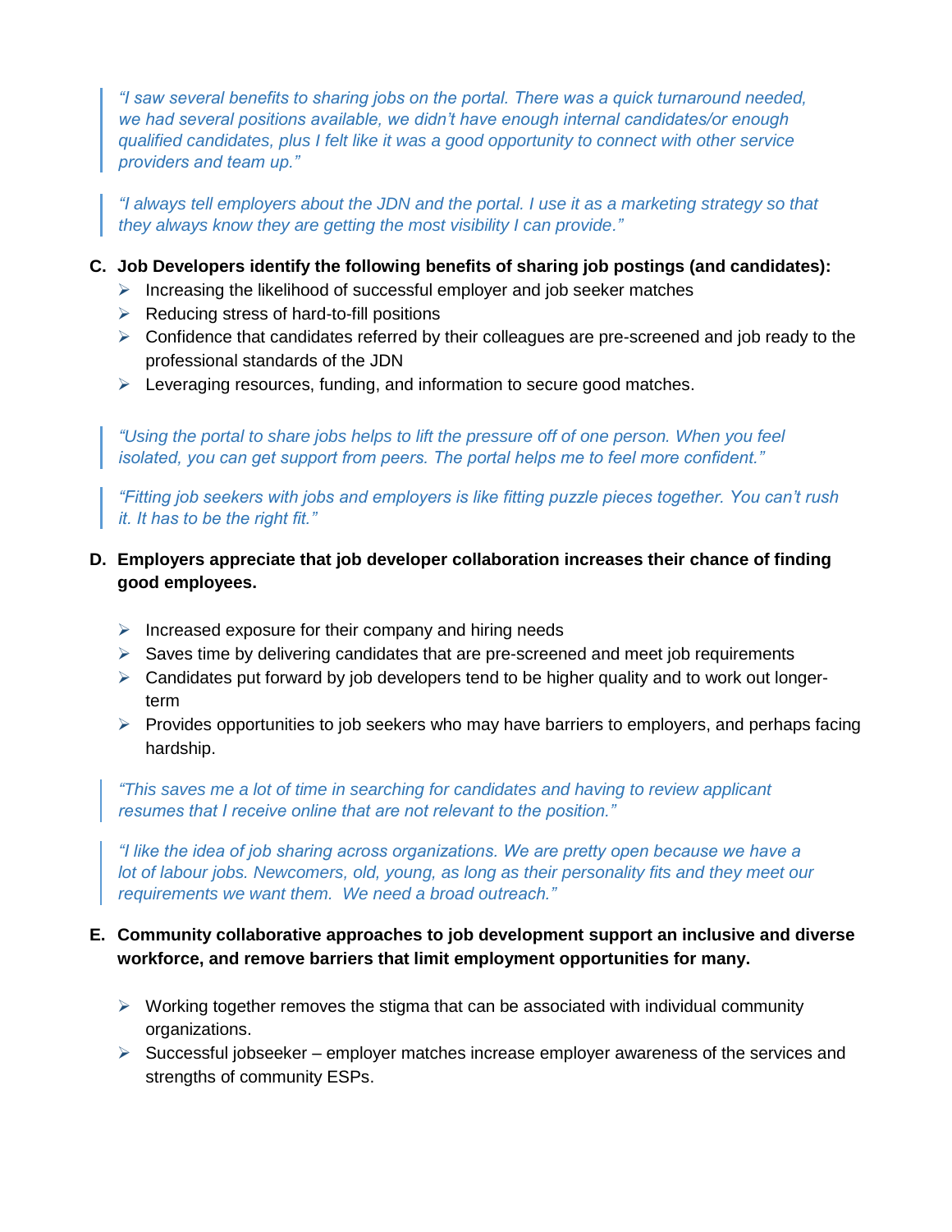> *"I saw several benefits to sharing jobs on the portal. There was a quick turnaround needed, we had several positions available, we didn't have enough internal candidates/or enough qualified candidates, plus I felt like it was a good opportunity to connect with other service providers and team up."*

> *"I always tell employers about the JDN and the portal. I use it as a marketing strategy so that they always know they are getting the most visibility I can provide."*

**C. Job Developers identify the following benefits of sharing job postings (and candidates):**

- Increasing the likelihood of successful employer and job seeker matches
- Reducing stress of hard-to-fill positions
- Confidence that candidates referred by their colleagues are pre-screened and job ready to the professional standards of the JDN
- Leveraging resources, funding, and information to secure good matches.

> *"Using the portal to share jobs helps to lift the pressure off of one person. When you feel isolated, you can get support from peers. The portal helps me to feel more confident."*

> *"Fitting job seekers with jobs and employers is like fitting puzzle pieces together. You can't rush it. It has to be the right fit."*

**D. Employers appreciate that job developer collaboration increases their chance of finding good employees.**

- Increased exposure for their company and hiring needs
- Saves time by delivering candidates that are pre-screened and meet job requirements
- Candidates put forward by job developers tend to be higher quality and to work out longer-term
- Provides opportunities to job seekers who may have barriers to employers, and perhaps facing hardship.

> *"This saves me a lot of time in searching for candidates and having to review applicant resumes that I receive online that are not relevant to the position."*

> *"I like the idea of job sharing across organizations. We are pretty open because we have a lot of labour jobs. Newcomers, old, young, as long as their personality fits and they meet our requirements we want them. We need a broad outreach."*

**E. Community collaborative approaches to job development support an inclusive and diverse workforce, and remove barriers that limit employment opportunities for many.**

- Working together removes the stigma that can be associated with individual community organizations.
- Successful jobseeker – employer matches increase employer awareness of the services and strengths of community ESPs.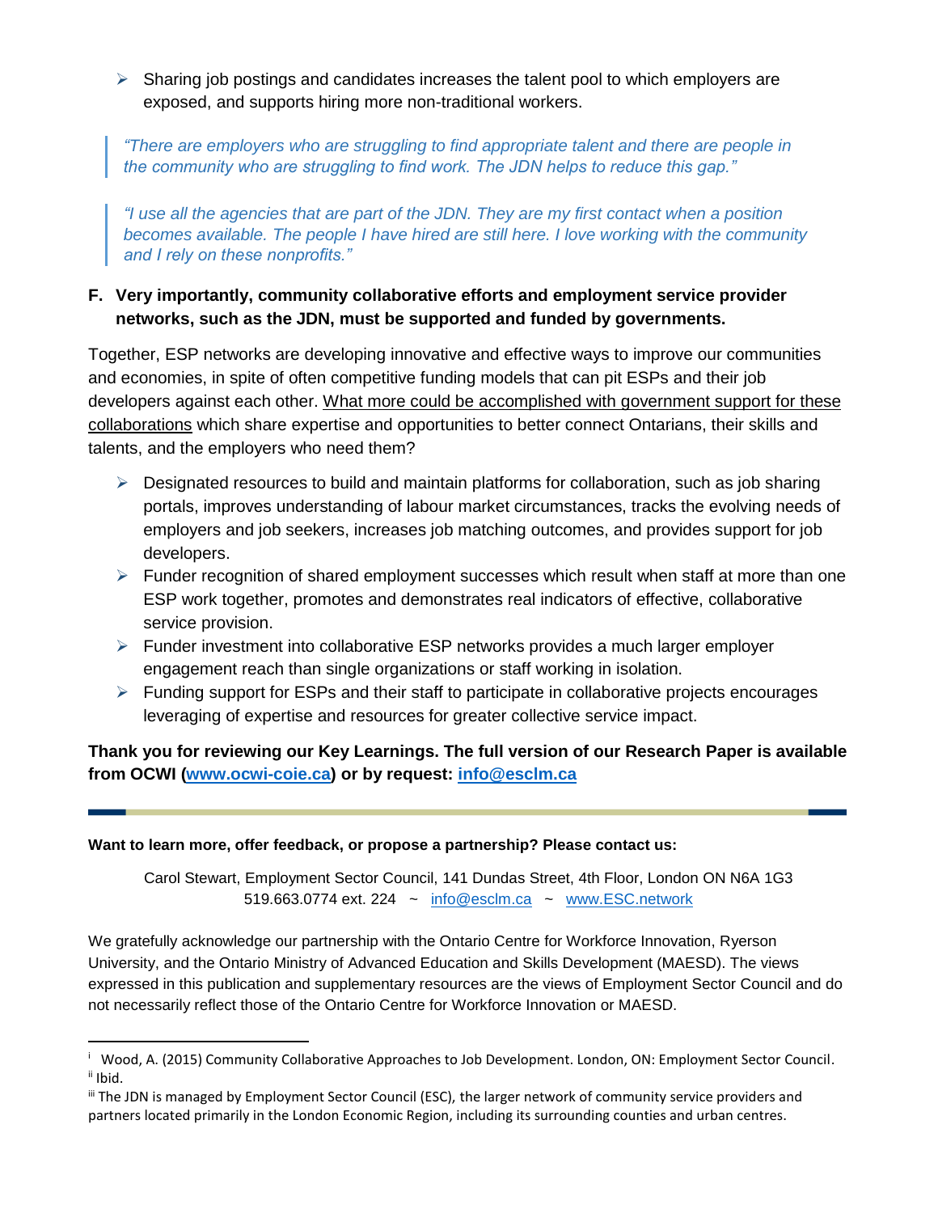- Sharing job postings and candidates increases the talent pool to which employers are exposed, and supports hiring more non-traditional workers.

> *"There are employers who are struggling to find appropriate talent and there are people in the community who are struggling to find work. The JDN helps to reduce this gap."*

> *"I use all the agencies that are part of the JDN. They are my first contact when a position becomes available. The people I have hired are still here. I love working with the community and I rely on these nonprofits."*

**F. Very importantly, community collaborative efforts and employment service provider networks, such as the JDN, must be supported and funded by governments.**

Together, ESP networks are developing innovative and effective ways to improve our communities and economies, in spite of often competitive funding models that can pit ESPs and their job developers against each other. What more could be accomplished with government support for these collaborations which share expertise and opportunities to better connect Ontarians, their skills and talents, and the employers who need them?

- Designated resources to build and maintain platforms for collaboration, such as job sharing portals, improves understanding of labour market circumstances, tracks the evolving needs of employers and job seekers, increases job matching outcomes, and provides support for job developers.
- Funder recognition of shared employment successes which result when staff at more than one ESP work together, promotes and demonstrates real indicators of effective, collaborative service provision.
- Funder investment into collaborative ESP networks provides a much larger employer engagement reach than single organizations or staff working in isolation.
- Funding support for ESPs and their staff to participate in collaborative projects encourages leveraging of expertise and resources for greater collective service impact.

**Thank you for reviewing our Key Learnings. The full version of our Research Paper is available from OCWI ([www.ocwi-coie.ca](www.ocwi-coie.ca)) or by request: [info@esclm.ca](mailto:info@esclm.ca)**

---

**Want to learn more, offer feedback, or propose a partnership? Please contact us:**

Carol Stewart, Employment Sector Council, 141 Dundas Street, 4th Floor, London ON N6A 1G3
519.663.0774 ext. 224 ~ info@esclm.ca ~ www.ESC.network

We gratefully acknowledge our partnership with the Ontario Centre for Workforce Innovation, Ryerson University, and the Ontario Ministry of Advanced Education and Skills Development (MAESD). The views expressed in this publication and supplementary resources are the views of Employment Sector Council and do not necessarily reflect those of the Ontario Centre for Workforce Innovation or MAESD.

---

[i] Wood, A. (2015) Community Collaborative Approaches to Job Development. London, ON: Employment Sector Council.

[ii] Ibid.

[iii] The JDN is managed by Employment Sector Council (ESC), the larger network of community service providers and partners located primarily in the London Economic Region, including its surrounding counties and urban centres.